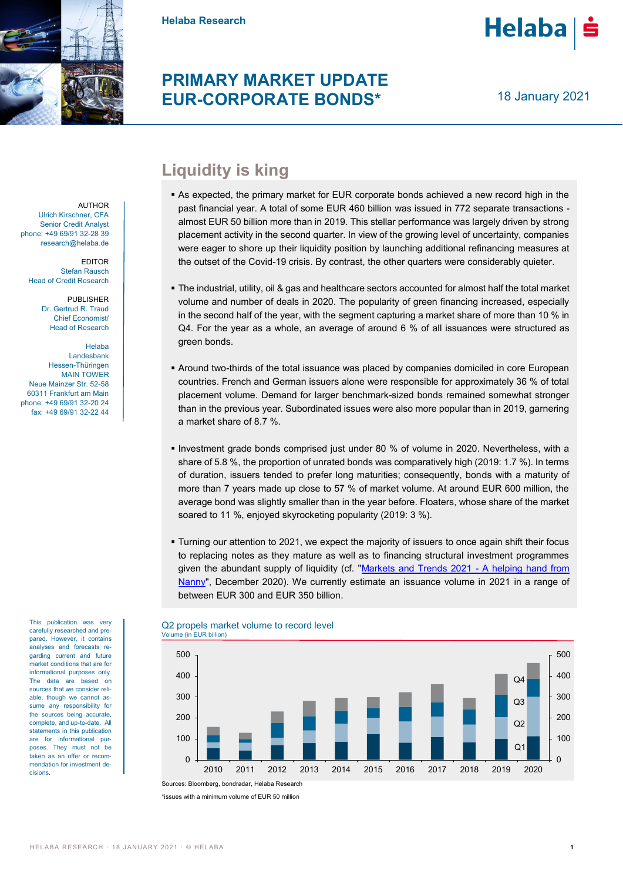Helaba Research

# PRIMARY MARKET UPDATE EUR-CORPORATE BONDS*

18 January 2021

AUTHOR
Ulrich Kirschner, CFA
Senior Credit Analyst
phone: +49 69/91 32-28 39
research@helaba.de

EDITOR
Stefan Rausch
Head of Credit Research

PUBLISHER
Dr. Gertrud R. Traud
Chief Economist/
Head of Research

Helaba
Landesbank
Hessen-Thüringen
MAIN TOWER
Neue Mainzer Str. 52-58
60311 Frankfurt am Main
phone: +49 69/91 32-20 24
fax: +49 69/91 32-22 44

## Liquidity is king

- As expected, the primary market for EUR corporate bonds achieved a new record high in the past financial year. A total of some EUR 460 billion was issued in 772 separate transactions - almost EUR 50 billion more than in 2019. This stellar performance was largely driven by strong placement activity in the second quarter. In view of the growing level of uncertainty, companies were eager to shore up their liquidity position by launching additional refinancing measures at the outset of the Covid-19 crisis. By contrast, the other quarters were considerably quieter.

- The industrial, utility, oil & gas and healthcare sectors accounted for almost half the total market volume and number of deals in 2020. The popularity of green financing increased, especially in the second half of the year, with the segment capturing a market share of more than 10 % in Q4. For the year as a whole, an average of around 6 % of all issuances were structured as green bonds.

- Around two-thirds of the total issuance was placed by companies domiciled in core European countries. French and German issuers alone were responsible for approximately 36 % of total placement volume. Demand for larger benchmark-sized bonds remained somewhat stronger than in the previous year. Subordinated issues were also more popular than in 2019, garnering a market share of 8.7 %.

- Investment grade bonds comprised just under 80 % of volume in 2020. Nevertheless, with a share of 5.8 %, the proportion of unrated bonds was comparatively high (2019: 1.7 %). In terms of duration, issuers tended to prefer long maturities; consequently, bonds with a maturity of more than 7 years made up close to 57 % of market volume. At around EUR 600 million, the average bond was slightly smaller than in the year before. Floaters, whose share of the market soared to 11 %, enjoyed skyrocketing popularity (2019: 3 %).

- Turning our attention to 2021, we expect the majority of issuers to once again shift their focus to replacing notes as they mature as well as to financing structural investment programmes given the abundant supply of liquidity (cf. "Markets and Trends 2021 - A helping hand from Nanny", December 2020). We currently estimate an issuance volume in 2021 in a range of between EUR 300 and EUR 350 billion.

This publication was very carefully researched and prepared. However, it contains analyses and forecasts regarding current and future market conditions that are for informational purposes only. The data are based on sources that we consider reliable, though we cannot assume any responsibility for the sources being accurate, complete, and up-to-date. All statements in this publication are for informational purposes. They must not be taken as an offer or recommendation for investment decisions.

**Q2 propels market volume to record level**
Volume (in EUR billion)

Sources: Bloomberg, bondradar, Helaba Research

*issues with a minimum volume of EUR 50 million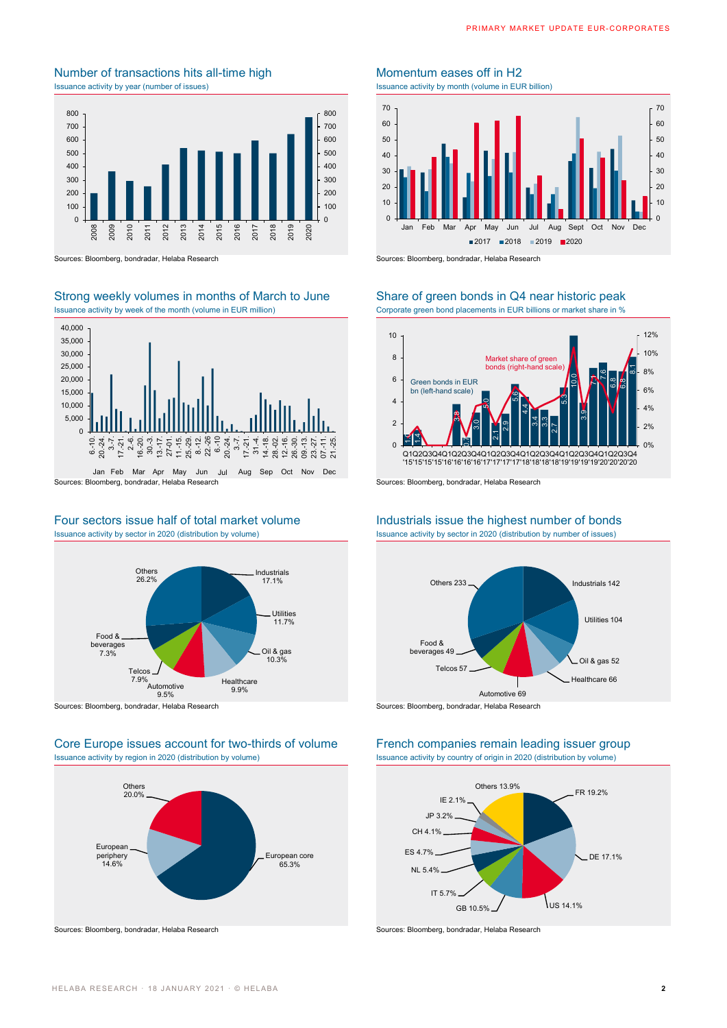## Number of transactions hits all-time high

Issuance activity by year (number of issues)

Sources: Bloomberg, bondradar, Helaba Research

## Momentum eases off in H2

Issuance activity by month (volume in EUR billion)

Sources: Bloomberg, bondradar, Helaba Research

## Strong weekly volumes in months of March to June

Issuance activity by week of the month (volume in EUR million)

Sources: Bloomberg, bondradar, Helaba Research

## Share of green bonds in Q4 near historic peak

Corporate green bond placements in EUR billions or market share in %

Sources: Bloomberg, bondradar, Helaba Research

## Four sectors issue half of total market volume

Issuance activity by sector in 2020 (distribution by volume)

| Sector | Share |
|---|---|
| Industrials | 17.1% |
| Utilities | 11.7% |
| Oil & gas | 10.3% |
| Healthcare | 9.9% |
| Automotive | 9.5% |
| Telcos | 7.9% |
| Food & beverages | 7.3% |
| Others | 26.2% |

Sources: Bloomberg, bondradar, Helaba Research

## Industrials issue the highest number of bonds

Issuance activity by sector in 2020 (distribution by number of issues)

| Sector | Number |
|---|---|
| Industrials | 142 |
| Utilities | 104 |
| Oil & gas | 52 |
| Healthcare | 66 |
| Automotive | 69 |
| Telcos | 57 |
| Food & beverages | 49 |
| Others | 233 |

Sources: Bloomberg, bondradar, Helaba Research

## Core Europe issues account for two-thirds of volume

Issuance activity by region in 2020 (distribution by volume)

| Region | Share |
|---|---|
| European core | 65.3% |
| European periphery | 14.6% |
| Others | 20.0% |

Sources: Bloomberg, bondradar, Helaba Research

## French companies remain leading issuer group

Issuance activity by country of origin in 2020 (distribution by volume)

| Country | Share |
|---|---|
| FR | 19.2% |
| DE | 17.1% |
| US | 14.1% |
| GB | 10.5% |
| IT | 5.7% |
| NL | 5.4% |
| ES | 4.7% |
| CH | 4.1% |
| JP | 3.2% |
| IE | 2.1% |
| Others | 13.9% |

Sources: Bloomberg, bondradar, Helaba Research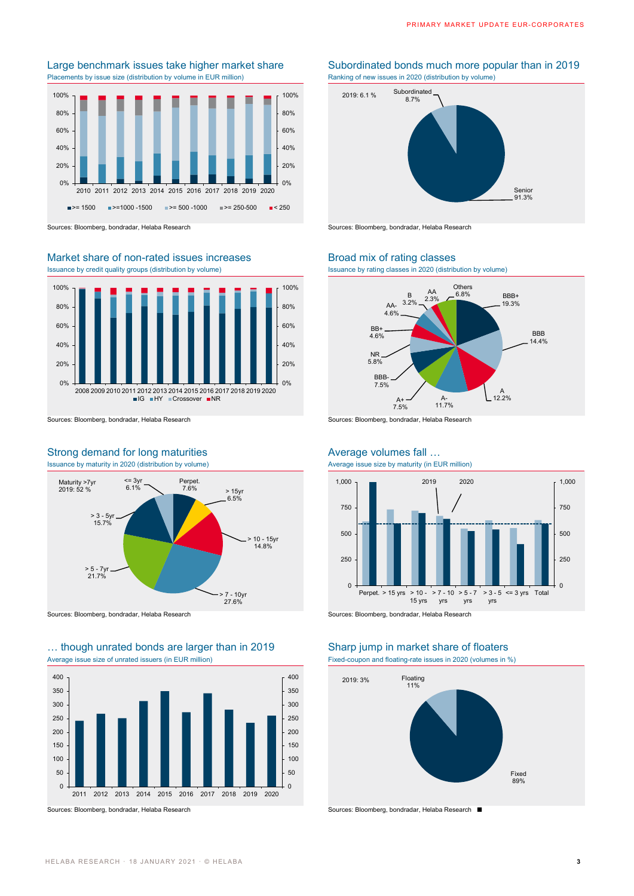## Large benchmark issues take higher market share

Placements by issue size (distribution by volume in EUR million)

100%
80%
60%
40%
20%
0%

2010 2011 2012 2013 2014 2015 2016 2017 2018 2019 2020

>= 1500
>=1000 -1500
>= 500 -1000
>= 250-500
< 250

Sources: Bloomberg, bondradar, Helaba Research

## Subordinated bonds much more popular than in 2019

Ranking of new issues in 2020 (distribution by volume)

2019: 6.1 %
Subordinated 8.7%
Senior 91.3%

Sources: Bloomberg, bondradar, Helaba Research

## Market share of non-rated issues increases

Issuance by credit quality groups (distribution by volume)

100%
80%
60%
40%
20%
0%

2008 2009 2010 2011 2012 2013 2014 2015 2016 2017 2018 2019 2020

IG
HY
Crossover
NR

Sources: Bloomberg, bondradar, Helaba Research

## Broad mix of rating classes

Issuance by rating classes in 2020 (distribution by volume)

Others 6.8%
AA 2.3%
B 3.2%
AA- 4.6%
BB+ 4.6%
NR 5.8%
BBB- 7.5%
A+ 7.5%
A- 11.7%
A 12.2%
BBB 14.4%
BBB+ 19.3%

Sources: Bloomberg, bondradar, Helaba Research

## Strong demand for long maturities

Issuance by maturity in 2020 (distribution by volume)

Maturity >7yr 2019: 52 %
<= 3yr 6.1%
Perpet. 7.6%
> 15yr 6.5%
> 10 - 15yr 14.8%
> 7 - 10yr 27.6%
> 5 - 7yr 21.7%
> 3 - 5yr 15.7%

Sources: Bloomberg, bondradar, Helaba Research

## Average volumes fall …

Average issue size by maturity (in EUR million)

1,000
750
500
250
0

2019
2020

Perpet. > 15 yrs > 10 - 15 yrs > 7 - 10 yrs > 5 - 7 yrs > 3 - 5 yrs <= 3 yrs Total

Sources: Bloomberg, bondradar, Helaba Research

## … though unrated bonds are larger than in 2019

Average issue size of unrated issuers (in EUR million)

400
350
300
250
200
150
100
50
0

2011 2012 2013 2014 2015 2016 2017 2018 2019 2020

Sources: Bloomberg, bondradar, Helaba Research

## Sharp jump in market share of floaters

Fixed-coupon and floating-rate issues in 2020 (volumes in %)

2019: 3%
Floating 11%
Fixed 89%

Sources: Bloomberg, bondradar, Helaba Research ■